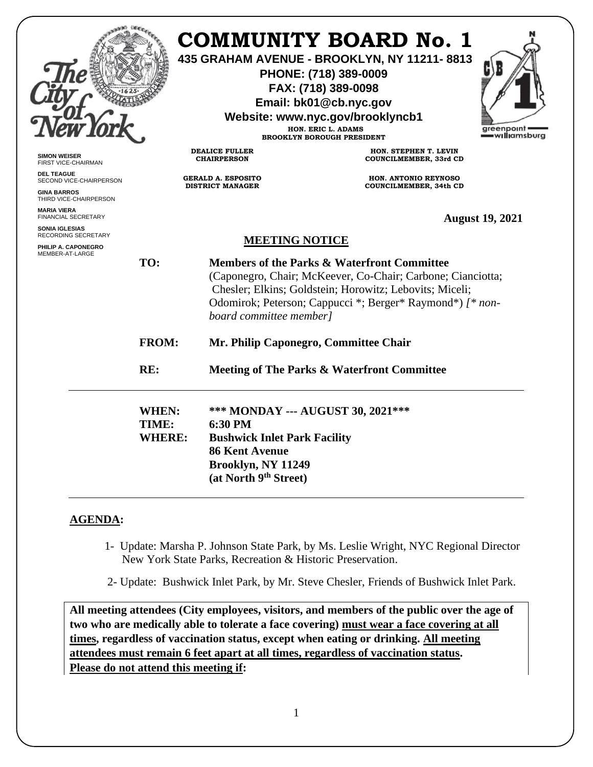# COMMUNITY BOARD No. 1

**435 GRAHAM AVENUE - BROOKLYN, NY 11211- 8813**
**PHONE: (718) 389-0009**
**FAX: (718) 389-0098**
**Email: bk01@cb.nyc.gov**
**Website: www.nyc.gov/brooklyncb1**

**HON. ERIC L. ADAMS**
**BROOKLYN BOROUGH PRESIDENT**

**DEALICE FULLER**
**CHAIRPERSON**

**HON. STEPHEN T. LEVIN**
**COUNCILMEMBER, 33rd CD**

**GERALD A. ESPOSITO**
**DISTRICT MANAGER**

**HON. ANTONIO REYNOSO**
**COUNCILMEMBER, 34th CD**

**SIMON WEISER**
FIRST VICE-CHAIRMAN

**DEL TEAGUE**
SECOND VICE-CHAIRPERSON

**GINA BARROS**
THIRD VICE-CHAIRPERSON

**MARIA VIERA**
FINANCIAL SECRETARY

**SONIA IGLESIAS**
RECORDING SECRETARY

**PHILIP A. CAPONEGRO**
MEMBER-AT-LARGE

**August 19, 2021**

## MEETING NOTICE

**TO:** **Members of the Parks & Waterfront Committee**
(Caponegro, Chair; McKeever, Co-Chair; Carbone; Cianciotta; Chesler; Elkins; Goldstein; Horowitz; Lebovits; Miceli; Odomirok; Peterson; Cappucci *; Berger* Raymond*) *[* non-board committee member]*

**FROM:** **Mr. Philip Caponegro, Committee Chair**

**RE:** **Meeting of The Parks & Waterfront Committee**

---

**WHEN:** **\*\*\* MONDAY --- AUGUST 30, 2021\*\*\***
**TIME:** **6:30 PM**
**WHERE:** **Bushwick Inlet Park Facility**
**86 Kent Avenue**
**Brooklyn, NY 11249**
**(at North 9th Street)**

---

**AGENDA:**

1- Update: Marsha P. Johnson State Park, by Ms. Leslie Wright, NYC Regional Director New York State Parks, Recreation & Historic Preservation.

2- Update: Bushwick Inlet Park, by Mr. Steve Chesler, Friends of Bushwick Inlet Park.

**All meeting attendees (City employees, visitors, and members of the public over the age of two who are medically able to tolerate a face covering) must wear a face covering at all times, regardless of vaccination status, except when eating or drinking. All meeting attendees must remain 6 feet apart at all times, regardless of vaccination status. Please do not attend this meeting if:**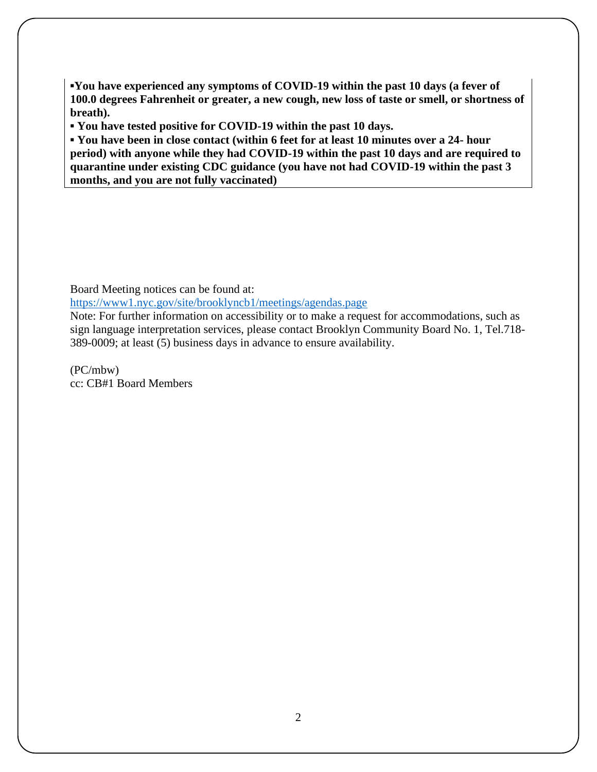- **You have experienced any symptoms of COVID-19 within the past 10 days (a fever of 100.0 degrees Fahrenheit or greater, a new cough, new loss of taste or smell, or shortness of breath).**
- **You have tested positive for COVID-19 within the past 10 days.**
- **You have been in close contact (within 6 feet for at least 10 minutes over a 24- hour period) with anyone while they had COVID-19 within the past 10 days and are required to quarantine under existing CDC guidance (you have not had COVID-19 within the past 3 months, and you are not fully vaccinated)**

Board Meeting notices can be found at:
https://www1.nyc.gov/site/brooklyncb1/meetings/agendas.page
Note: For further information on accessibility or to make a request for accommodations, such as sign language interpretation services, please contact Brooklyn Community Board No. 1, Tel.718-389-0009; at least (5) business days in advance to ensure availability.

(PC/mbw)
cc: CB#1 Board Members